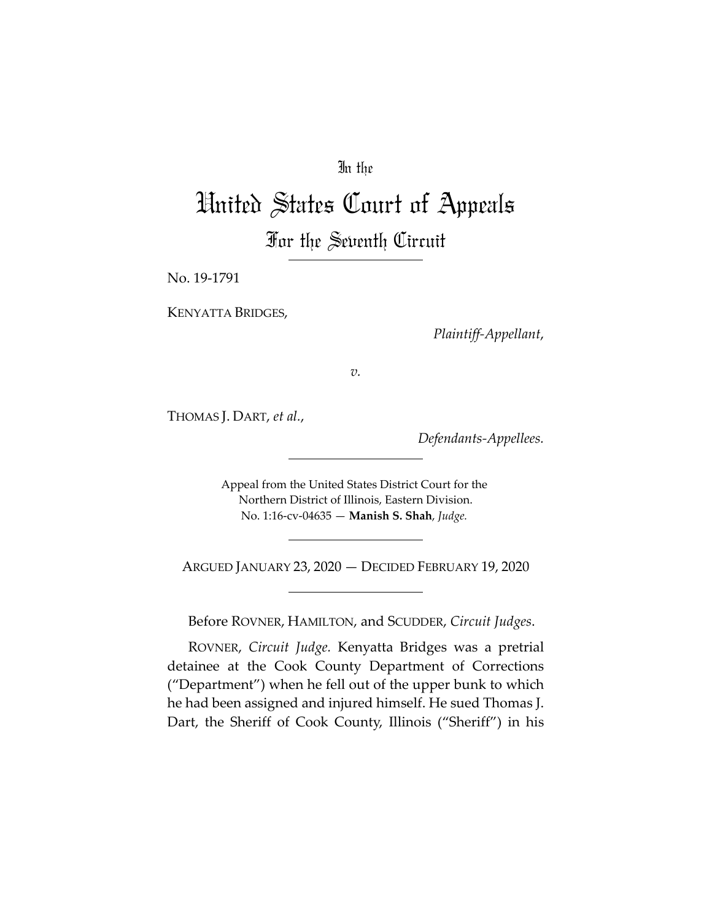In the

# United States Court of Appeals

## For the Seventh Circuit

No. 19-1791

KENYATTA BRIDGES,

*Plaintiff-Appellant*,

*v.*

THOMAS J. DART, *et al.*,

*Defendants-Appellees.*

Appeal from the United States District Court for the Northern District of Illinois, Eastern Division.
No. 1:16-cv-04635 — **Manish S. Shah**, *Judge.*

ARGUED JANUARY 23, 2020 — DECIDED FEBRUARY 19, 2020

Before ROVNER, HAMILTON, and SCUDDER, *Circuit Judges*.

ROVNER, *Circuit Judge.* Kenyatta Bridges was a pretrial detainee at the Cook County Department of Corrections ("Department") when he fell out of the upper bunk to which he had been assigned and injured himself. He sued Thomas J. Dart, the Sheriff of Cook County, Illinois ("Sheriff") in his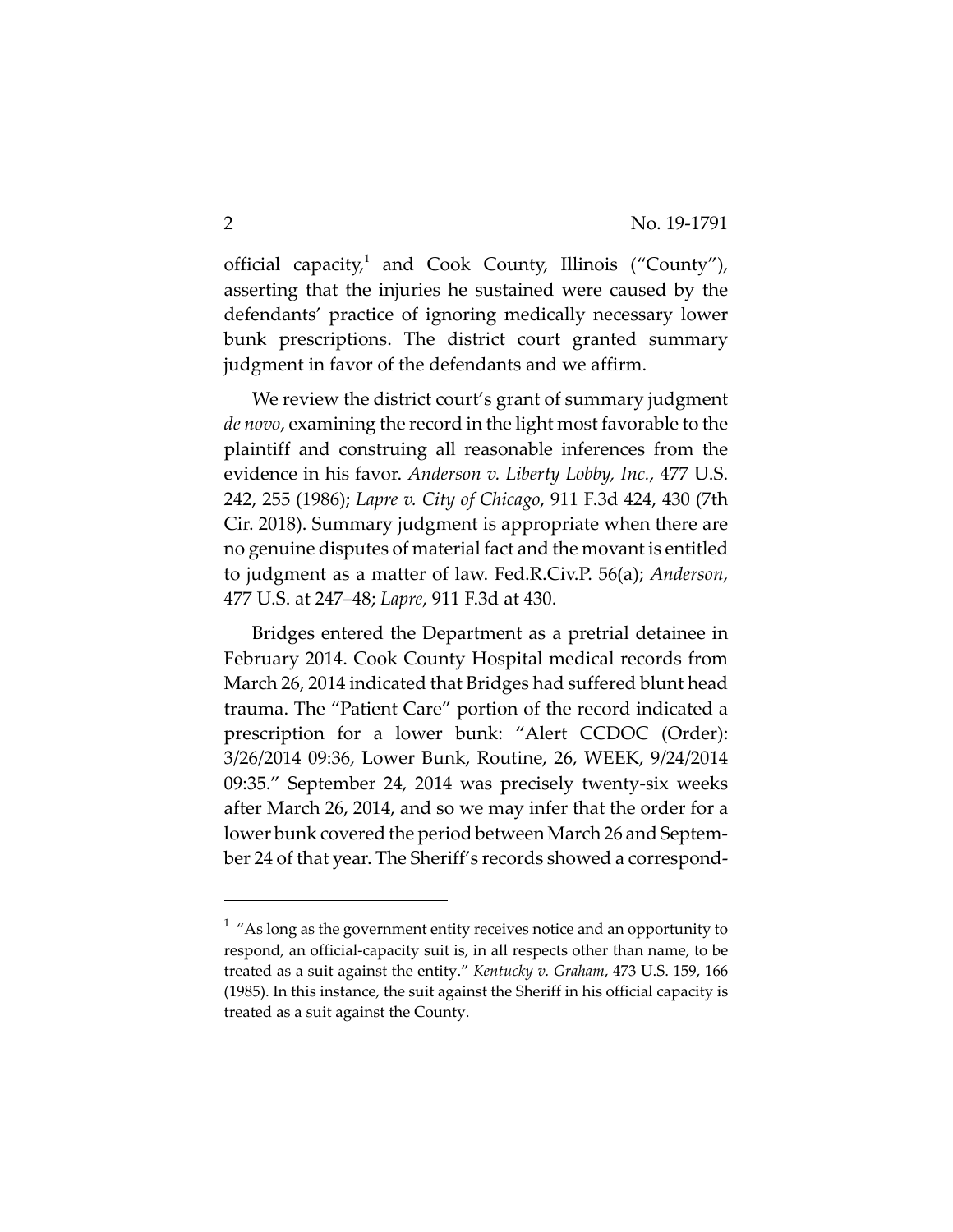official capacity,[1] and Cook County, Illinois ("County"), asserting that the injuries he sustained were caused by the defendants' practice of ignoring medically necessary lower bunk prescriptions. The district court granted summary judgment in favor of the defendants and we affirm.

We review the district court's grant of summary judgment *de novo*, examining the record in the light most favorable to the plaintiff and construing all reasonable inferences from the evidence in his favor. *Anderson v. Liberty Lobby, Inc.*, 477 U.S. 242, 255 (1986); *Lapre v. City of Chicago*, 911 F.3d 424, 430 (7th Cir. 2018). Summary judgment is appropriate when there are no genuine disputes of material fact and the movant is entitled to judgment as a matter of law. Fed.R.Civ.P. 56(a); *Anderson*, 477 U.S. at 247–48; *Lapre*, 911 F.3d at 430.

Bridges entered the Department as a pretrial detainee in February 2014. Cook County Hospital medical records from March 26, 2014 indicated that Bridges had suffered blunt head trauma. The "Patient Care" portion of the record indicated a prescription for a lower bunk: "Alert CCDOC (Order): 3/26/2014 09:36, Lower Bunk, Routine, 26, WEEK, 9/24/2014 09:35." September 24, 2014 was precisely twenty-six weeks after March 26, 2014, and so we may infer that the order for a lower bunk covered the period between March 26 and September 24 of that year. The Sheriff's records showed a correspond-

[1] "As long as the government entity receives notice and an opportunity to respond, an official-capacity suit is, in all respects other than name, to be treated as a suit against the entity." *Kentucky v. Graham*, 473 U.S. 159, 166 (1985). In this instance, the suit against the Sheriff in his official capacity is treated as a suit against the County.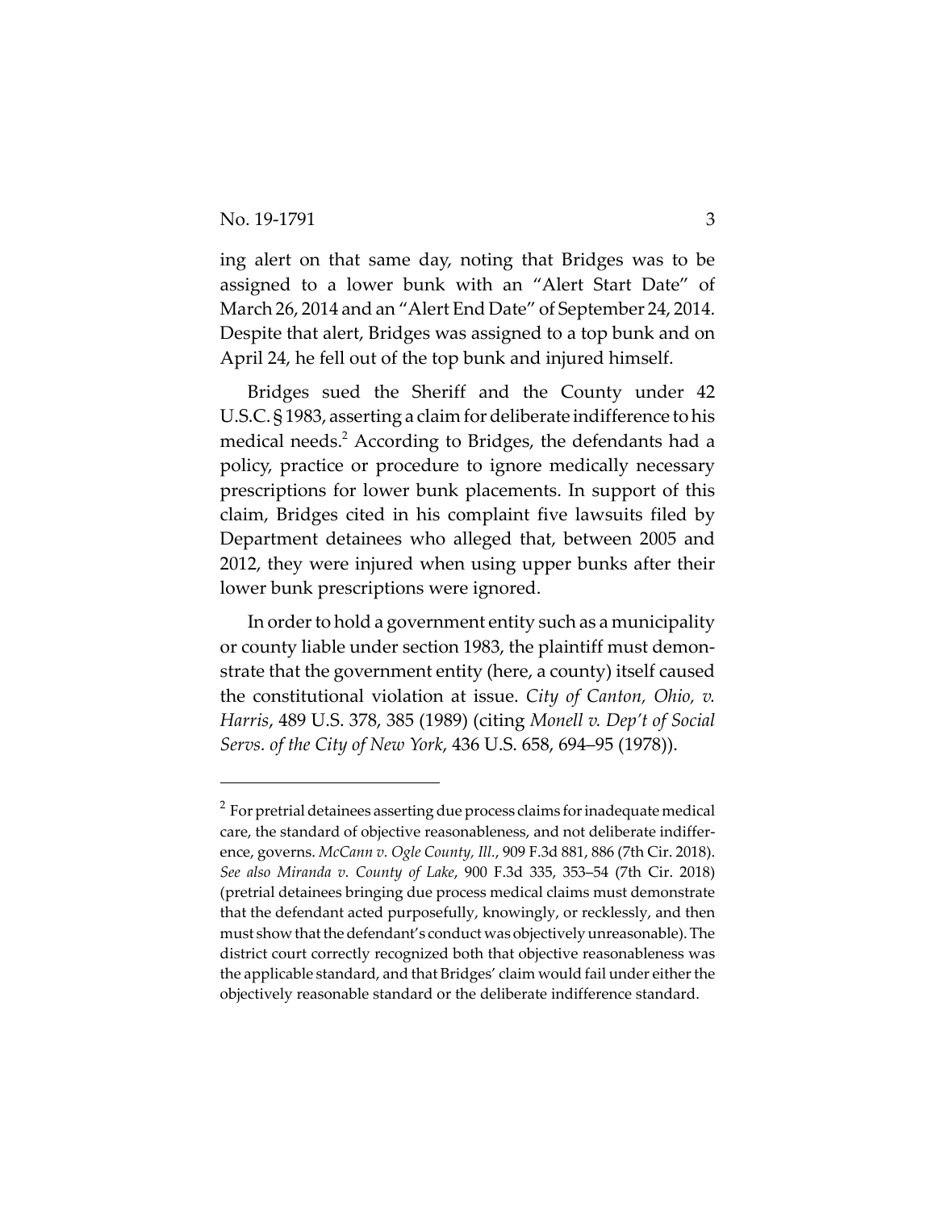ing alert on that same day, noting that Bridges was to be assigned to a lower bunk with an "Alert Start Date" of March 26, 2014 and an "Alert End Date" of September 24, 2014. Despite that alert, Bridges was assigned to a top bunk and on April 24, he fell out of the top bunk and injured himself.

Bridges sued the Sheriff and the County under 42 U.S.C. § 1983, asserting a claim for deliberate indifference to his medical needs.[2] According to Bridges, the defendants had a policy, practice or procedure to ignore medically necessary prescriptions for lower bunk placements. In support of this claim, Bridges cited in his complaint five lawsuits filed by Department detainees who alleged that, between 2005 and 2012, they were injured when using upper bunks after their lower bunk prescriptions were ignored.

In order to hold a government entity such as a municipality or county liable under section 1983, the plaintiff must demonstrate that the government entity (here, a county) itself caused the constitutional violation at issue. *City of Canton, Ohio, v. Harris*, 489 U.S. 378, 385 (1989) (citing *Monell v. Dep't of Social Servs. of the City of New York*, 436 U.S. 658, 694–95 (1978)).

---

[2] For pretrial detainees asserting due process claims for inadequate medical care, the standard of objective reasonableness, and not deliberate indifference, governs. *McCann v. Ogle County, Ill.*, 909 F.3d 881, 886 (7th Cir. 2018). *See also Miranda v. County of Lake*, 900 F.3d 335, 353–54 (7th Cir. 2018) (pretrial detainees bringing due process medical claims must demonstrate that the defendant acted purposefully, knowingly, or recklessly, and then must show that the defendant's conduct was objectively unreasonable). The district court correctly recognized both that objective reasonableness was the applicable standard, and that Bridges' claim would fail under either the objectively reasonable standard or the deliberate indifference standard.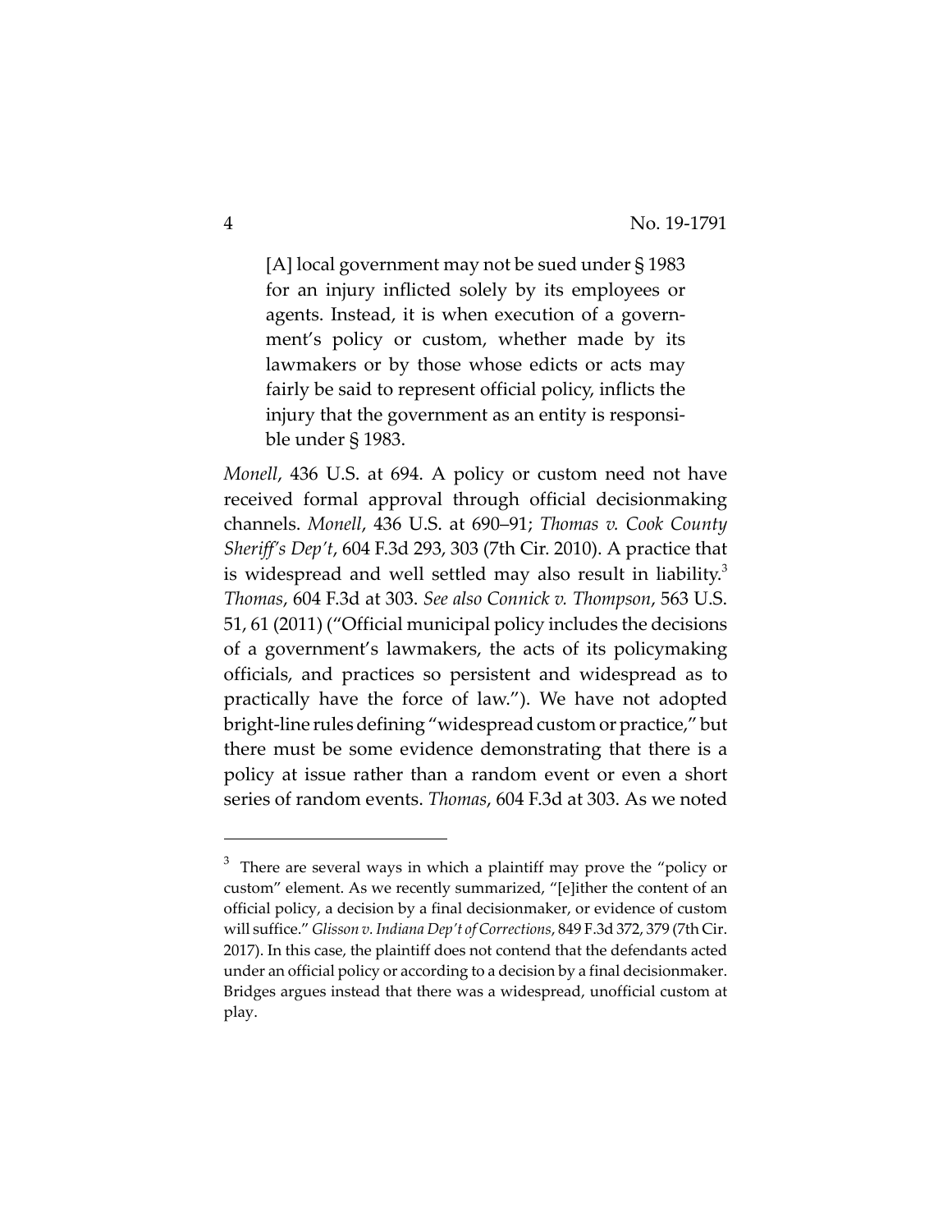> [A] local government may not be sued under § 1983 for an injury inflicted solely by its employees or agents. Instead, it is when execution of a government's policy or custom, whether made by its lawmakers or by those whose edicts or acts may fairly be said to represent official policy, inflicts the injury that the government as an entity is responsible under § 1983.

*Monell*, 436 U.S. at 694. A policy or custom need not have received formal approval through official decisionmaking channels. *Monell*, 436 U.S. at 690–91; *Thomas v. Cook County Sheriff's Dep't*, 604 F.3d 293, 303 (7th Cir. 2010). A practice that is widespread and well settled may also result in liability.[3] *Thomas*, 604 F.3d at 303. *See also Connick v. Thompson*, 563 U.S. 51, 61 (2011) ("Official municipal policy includes the decisions of a government's lawmakers, the acts of its policymaking officials, and practices so persistent and widespread as to practically have the force of law."). We have not adopted bright-line rules defining "widespread custom or practice," but there must be some evidence demonstrating that there is a policy at issue rather than a random event or even a short series of random events. *Thomas*, 604 F.3d at 303. As we noted

---

[3] There are several ways in which a plaintiff may prove the "policy or custom" element. As we recently summarized, "[e]ither the content of an official policy, a decision by a final decisionmaker, or evidence of custom will suffice." *Glisson v. Indiana Dep't of Corrections*, 849 F.3d 372, 379 (7th Cir. 2017). In this case, the plaintiff does not contend that the defendants acted under an official policy or according to a decision by a final decisionmaker. Bridges argues instead that there was a widespread, unofficial custom at play.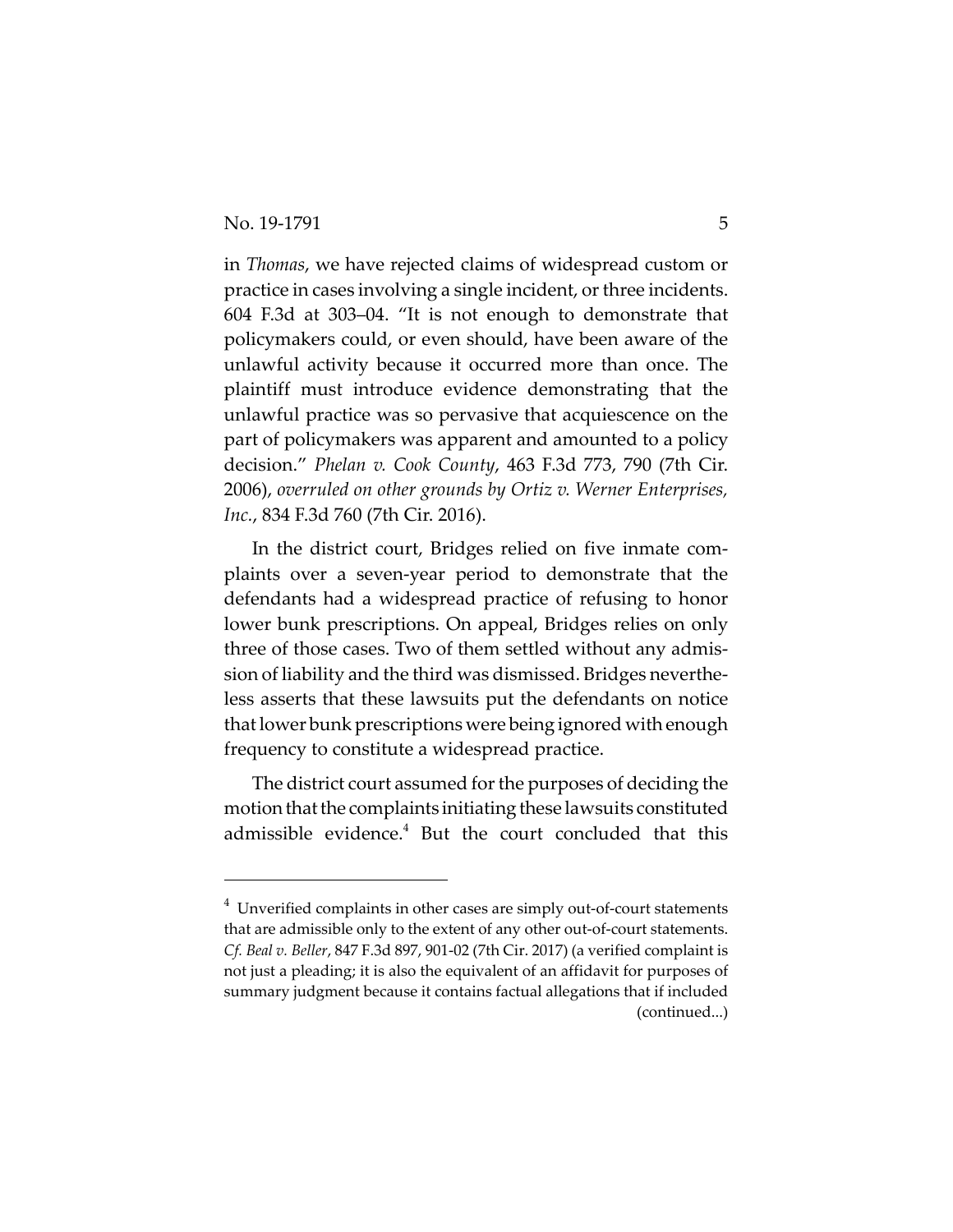in *Thomas*, we have rejected claims of widespread custom or practice in cases involving a single incident, or three incidents. 604 F.3d at 303–04. "It is not enough to demonstrate that policymakers could, or even should, have been aware of the unlawful activity because it occurred more than once. The plaintiff must introduce evidence demonstrating that the unlawful practice was so pervasive that acquiescence on the part of policymakers was apparent and amounted to a policy decision." *Phelan v. Cook County*, 463 F.3d 773, 790 (7th Cir. 2006), *overruled on other grounds by Ortiz v. Werner Enterprises, Inc.*, 834 F.3d 760 (7th Cir. 2016).

In the district court, Bridges relied on five inmate complaints over a seven-year period to demonstrate that the defendants had a widespread practice of refusing to honor lower bunk prescriptions. On appeal, Bridges relies on only three of those cases. Two of them settled without any admission of liability and the third was dismissed. Bridges nevertheless asserts that these lawsuits put the defendants on notice that lower bunk prescriptions were being ignored with enough frequency to constitute a widespread practice.

The district court assumed for the purposes of deciding the motion that the complaints initiating these lawsuits constituted admissible evidence.[4] But the court concluded that this

[4] Unverified complaints in other cases are simply out-of-court statements that are admissible only to the extent of any other out-of-court statements. *Cf. Beal v. Beller*, 847 F.3d 897, 901-02 (7th Cir. 2017) (a verified complaint is not just a pleading; it is also the equivalent of an affidavit for purposes of summary judgment because it contains factual allegations that if included (continued...)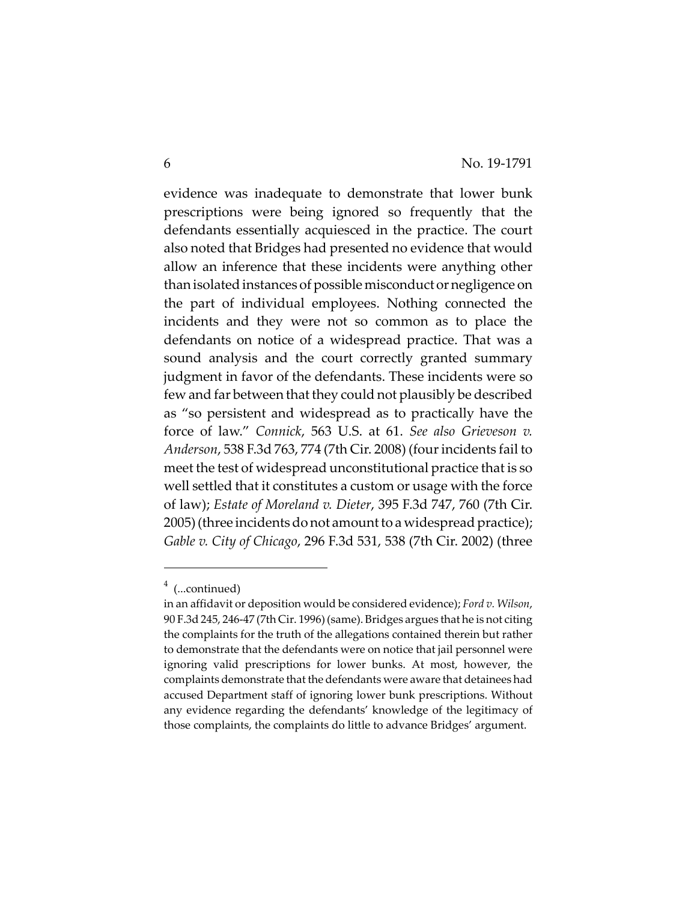evidence was inadequate to demonstrate that lower bunk prescriptions were being ignored so frequently that the defendants essentially acquiesced in the practice. The court also noted that Bridges had presented no evidence that would allow an inference that these incidents were anything other than isolated instances of possible misconduct or negligence on the part of individual employees. Nothing connected the incidents and they were not so common as to place the defendants on notice of a widespread practice. That was a sound analysis and the court correctly granted summary judgment in favor of the defendants. These incidents were so few and far between that they could not plausibly be described as "so persistent and widespread as to practically have the force of law." *Connick*, 563 U.S. at 61. *See also Grieveson v. Anderson*, 538 F.3d 763, 774 (7th Cir. 2008) (four incidents fail to meet the test of widespread unconstitutional practice that is so well settled that it constitutes a custom or usage with the force of law); *Estate of Moreland v. Dieter*, 395 F.3d 747, 760 (7th Cir. 2005) (three incidents do not amount to a widespread practice); *Gable v. City of Chicago*, 296 F.3d 531, 538 (7th Cir. 2002) (three

---

[4] (...continued)

in an affidavit or deposition would be considered evidence); *Ford v. Wilson*, 90 F.3d 245, 246-47 (7th Cir. 1996) (same). Bridges argues that he is not citing the complaints for the truth of the allegations contained therein but rather to demonstrate that the defendants were on notice that jail personnel were ignoring valid prescriptions for lower bunks. At most, however, the complaints demonstrate that the defendants were aware that detainees had accused Department staff of ignoring lower bunk prescriptions. Without any evidence regarding the defendants' knowledge of the legitimacy of those complaints, the complaints do little to advance Bridges' argument.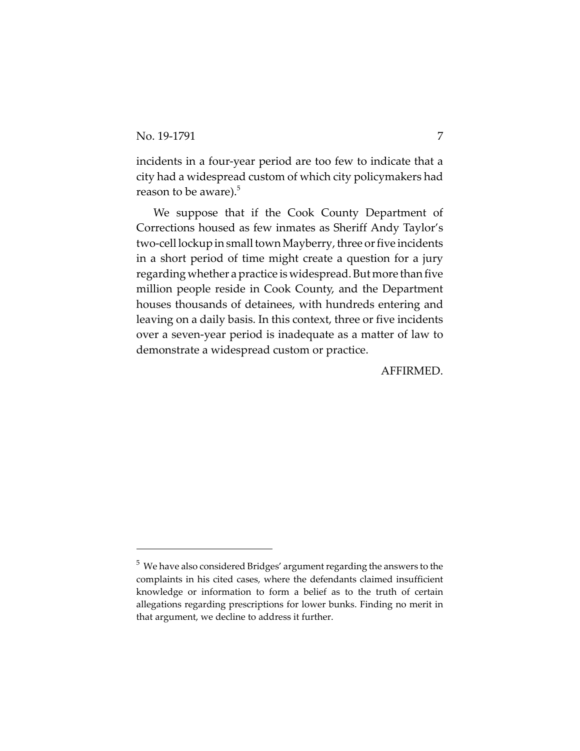incidents in a four-year period are too few to indicate that a city had a widespread custom of which city policymakers had reason to be aware).[5]

We suppose that if the Cook County Department of Corrections housed as few inmates as Sheriff Andy Taylor's two-cell lockup in small town Mayberry, three or five incidents in a short period of time might create a question for a jury regarding whether a practice is widespread. But more than five million people reside in Cook County, and the Department houses thousands of detainees, with hundreds entering and leaving on a daily basis. In this context, three or five incidents over a seven-year period is inadequate as a matter of law to demonstrate a widespread custom or practice.

AFFIRMED.

[5] We have also considered Bridges' argument regarding the answers to the complaints in his cited cases, where the defendants claimed insufficient knowledge or information to form a belief as to the truth of certain allegations regarding prescriptions for lower bunks. Finding no merit in that argument, we decline to address it further.